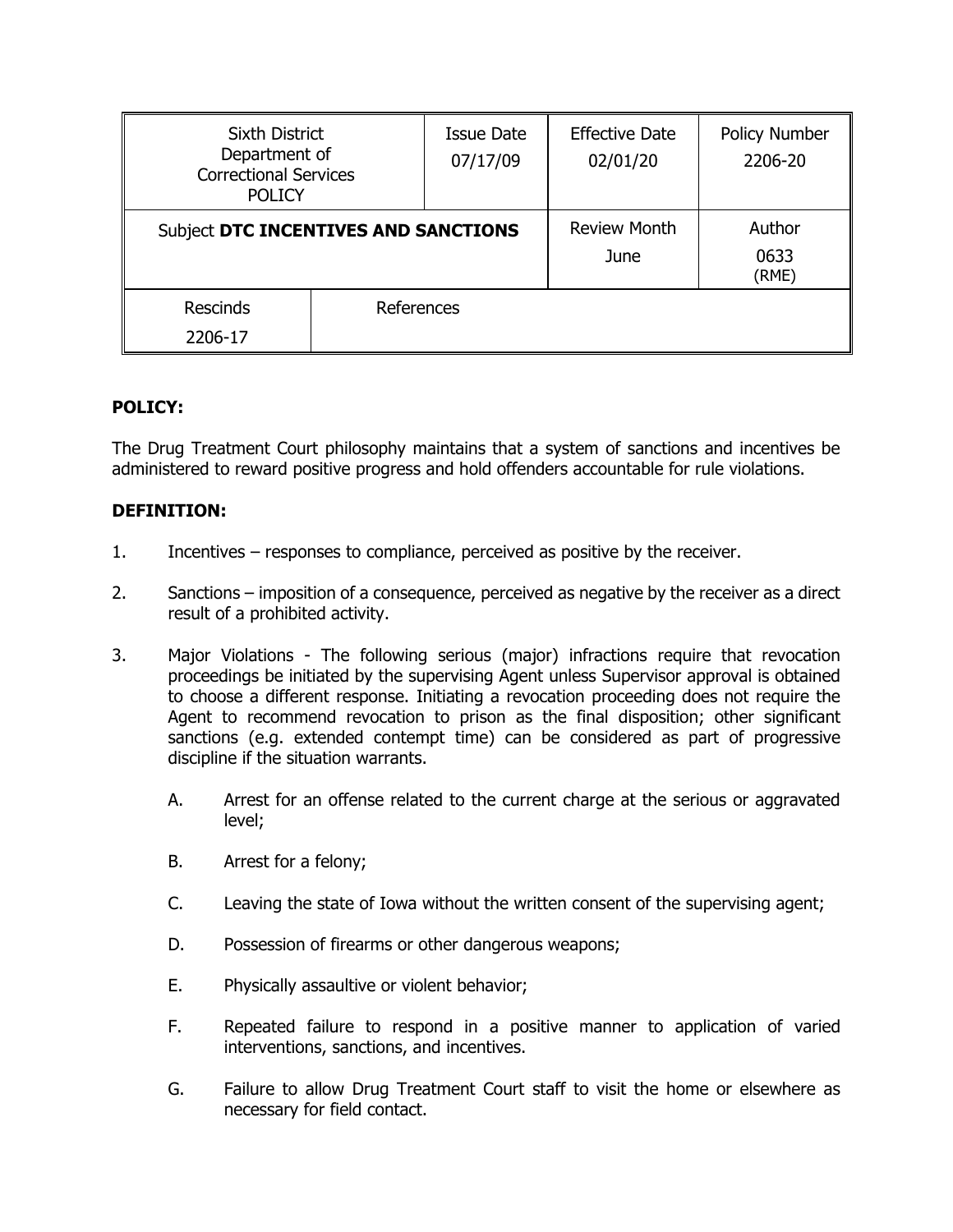| Sixth District Department of Correctional Services POLICY | | Issue Date 07/17/09 | Effective Date 02/01/20 | Policy Number 2206-20 |
|---|---|---|---|---|
| Subject **DTC INCENTIVES AND SANCTIONS** | | | Review Month June | Author 0633 (RME) |
| Rescinds 2206-17 | References | | | |

**POLICY:**

The Drug Treatment Court philosophy maintains that a system of sanctions and incentives be administered to reward positive progress and hold offenders accountable for rule violations.

**DEFINITION:**

1. Incentives – responses to compliance, perceived as positive by the receiver.

2. Sanctions – imposition of a consequence, perceived as negative by the receiver as a direct result of a prohibited activity.

3. Major Violations - The following serious (major) infractions require that revocation proceedings be initiated by the supervising Agent unless Supervisor approval is obtained to choose a different response. Initiating a revocation proceeding does not require the Agent to recommend revocation to prison as the final disposition; other significant sanctions (e.g. extended contempt time) can be considered as part of progressive discipline if the situation warrants.

   A. Arrest for an offense related to the current charge at the serious or aggravated level;

   B. Arrest for a felony;

   C. Leaving the state of Iowa without the written consent of the supervising agent;

   D. Possession of firearms or other dangerous weapons;

   E. Physically assaultive or violent behavior;

   F. Repeated failure to respond in a positive manner to application of varied interventions, sanctions, and incentives.

   G. Failure to allow Drug Treatment Court staff to visit the home or elsewhere as necessary for field contact.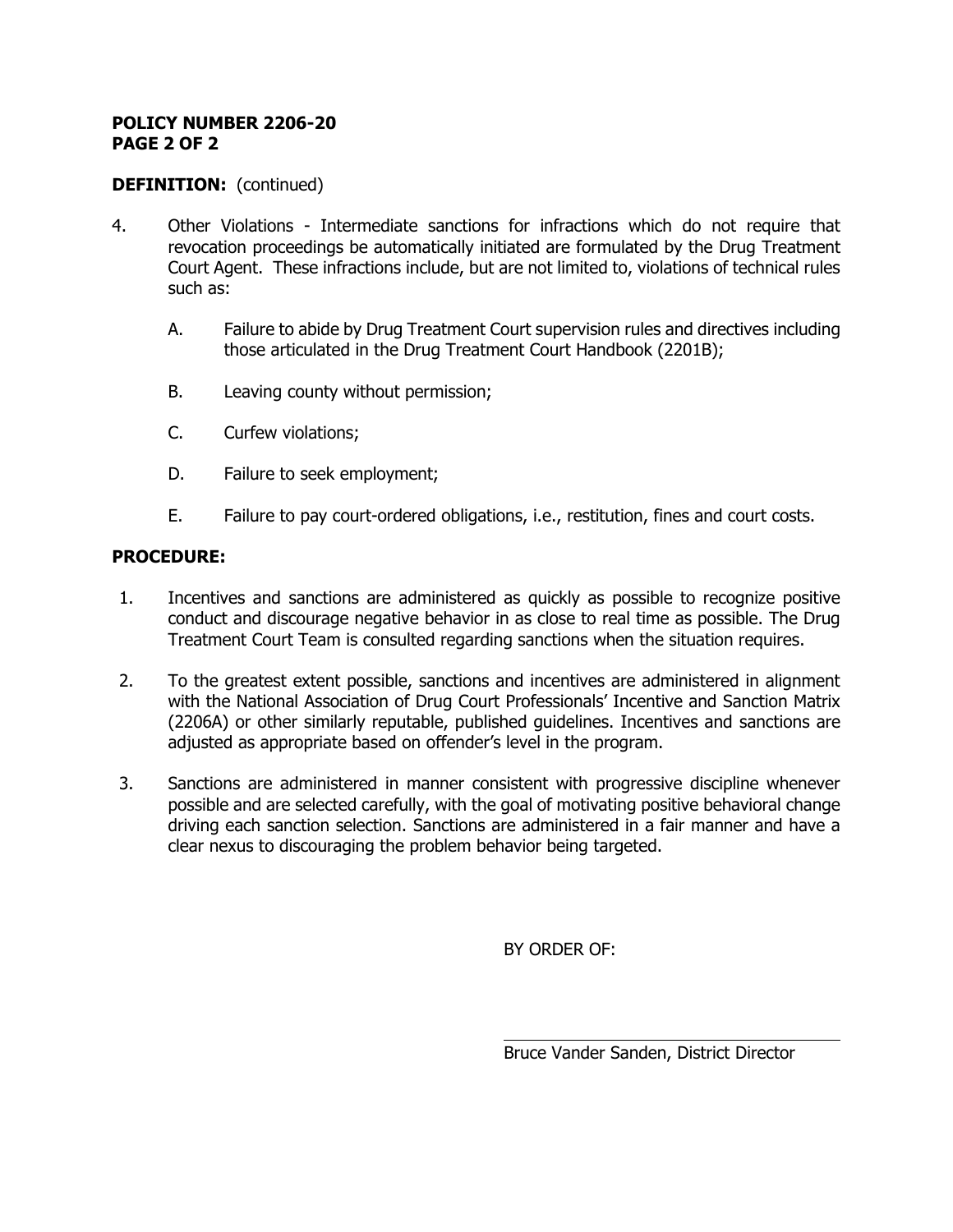**POLICY NUMBER 2206-20**

**DEFINITION:** (continued)

4. Other Violations - Intermediate sanctions for infractions which do not require that revocation proceedings be automatically initiated are formulated by the Drug Treatment Court Agent. These infractions include, but are not limited to, violations of technical rules such as:

   A. Failure to abide by Drug Treatment Court supervision rules and directives including those articulated in the Drug Treatment Court Handbook (2201B);

   B. Leaving county without permission;

   C. Curfew violations;

   D. Failure to seek employment;

   E. Failure to pay court-ordered obligations, i.e., restitution, fines and court costs.

**PROCEDURE:**

1. Incentives and sanctions are administered as quickly as possible to recognize positive conduct and discourage negative behavior in as close to real time as possible. The Drug Treatment Court Team is consulted regarding sanctions when the situation requires.

2. To the greatest extent possible, sanctions and incentives are administered in alignment with the National Association of Drug Court Professionals' Incentive and Sanction Matrix (2206A) or other similarly reputable, published guidelines. Incentives and sanctions are adjusted as appropriate based on offender's level in the program.

3. Sanctions are administered in manner consistent with progressive discipline whenever possible and are selected carefully, with the goal of motivating positive behavioral change driving each sanction selection. Sanctions are administered in a fair manner and have a clear nexus to discouraging the problem behavior being targeted.

BY ORDER OF:

Bruce Vander Sanden, District Director